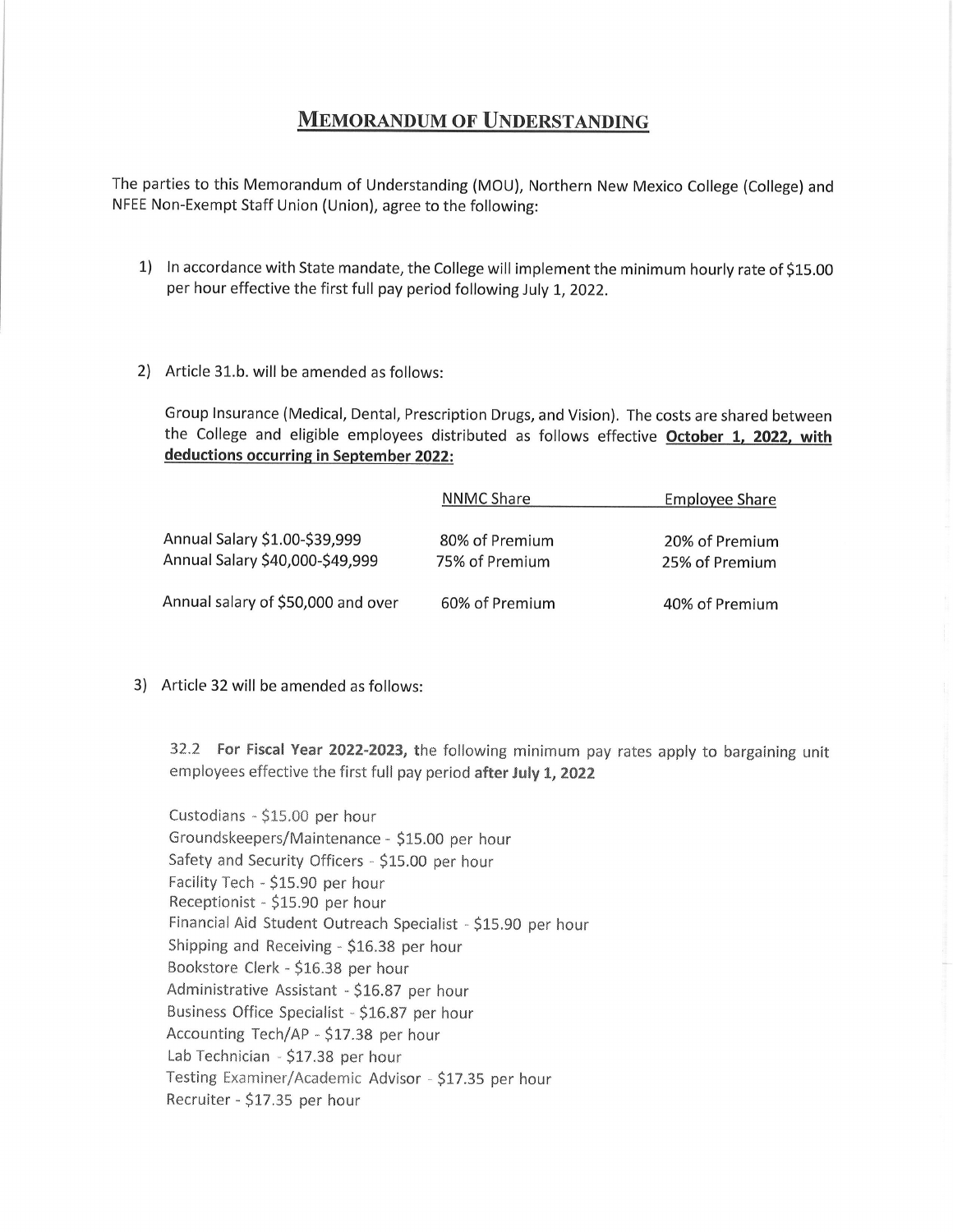# Memorandum of Understanding

The parties to this Memorandum of Understanding (MOU), Northern New Mexico College (College) and NFEE Non-Exempt Staff Union (Union), agree to the following:

1) In accordance with State mandate, the College will implement the minimum hourly rate of $15.00 per hour effective the first full pay period following July 1, 2022.

2) Article 31.b. will be amended as follows:

   Group Insurance (Medical, Dental, Prescription Drugs, and Vision). The costs are shared between the College and eligible employees distributed as follows effective **October 1, 2022, with deductions occurring in September 2022:**

| | NNMC Share | Employee Share |
|---|---|---|
| Annual Salary $1.00-$39,999 | 80% of Premium | 20% of Premium |
| Annual Salary $40,000-$49,999 | 75% of Premium | 25% of Premium |
| Annual salary of $50,000 and over | 60% of Premium | 40% of Premium |

3) Article 32 will be amended as follows:

   32.2 **For Fiscal Year 2022-2023, t**he following minimum pay rates apply to bargaining unit employees effective the first full pay period **after July 1, 2022**

   Custodians - $15.00 per hour
   Groundskeepers/Maintenance - $15.00 per hour
   Safety and Security Officers - $15.00 per hour
   Facility Tech - $15.90 per hour
   Receptionist - $15.90 per hour
   Financial Aid Student Outreach Specialist - $15.90 per hour
   Shipping and Receiving - $16.38 per hour
   Bookstore Clerk - $16.38 per hour
   Administrative Assistant - $16.87 per hour
   Business Office Specialist - $16.87 per hour
   Accounting Tech/AP - $17.38 per hour
   Lab Technician - $17.38 per hour
   Testing Examiner/Academic Advisor - $17.35 per hour
   Recruiter - $17.35 per hour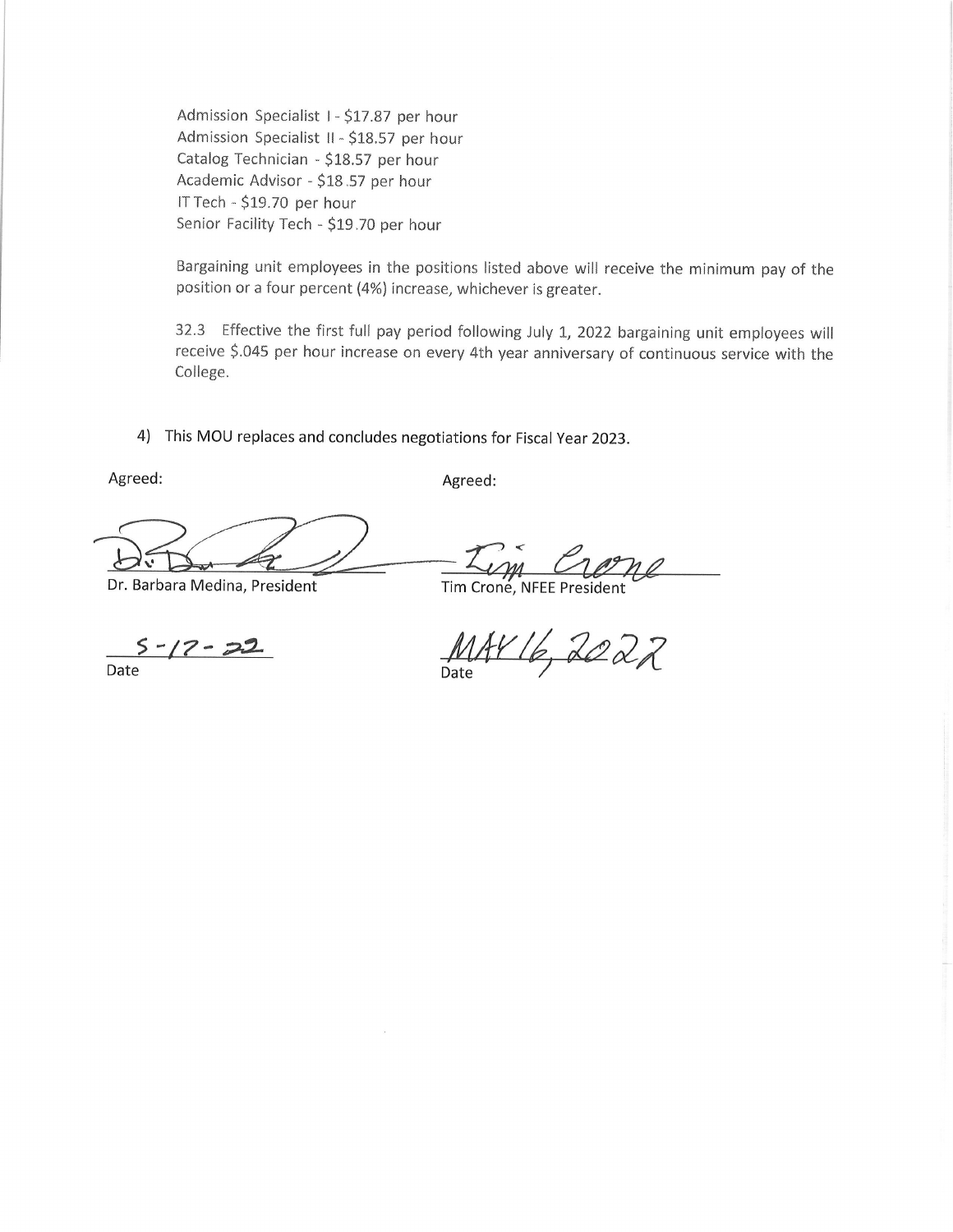Admission Specialist I - $17.87 per hour
Admission Specialist II - $18.57 per hour
Catalog Technician - $18.57 per hour
Academic Advisor - $18.57 per hour
IT Tech - $19.70 per hour
Senior Facility Tech - $19.70 per hour

Bargaining unit employees in the positions listed above will receive the minimum pay of the position or a four percent (4%) increase, whichever is greater.

32.3 Effective the first full pay period following July 1, 2022 bargaining unit employees will receive $.045 per hour increase on every 4th year anniversary of continuous service with the College.

4) This MOU replaces and concludes negotiations for Fiscal Year 2023.

| Agreed: | Agreed: |
| --- | --- |
| Dr. Barbara Medina, President | Tim Crone, NFEE President |
| 5-17-22 | MAY 16, 2022 |
| Date | Date |